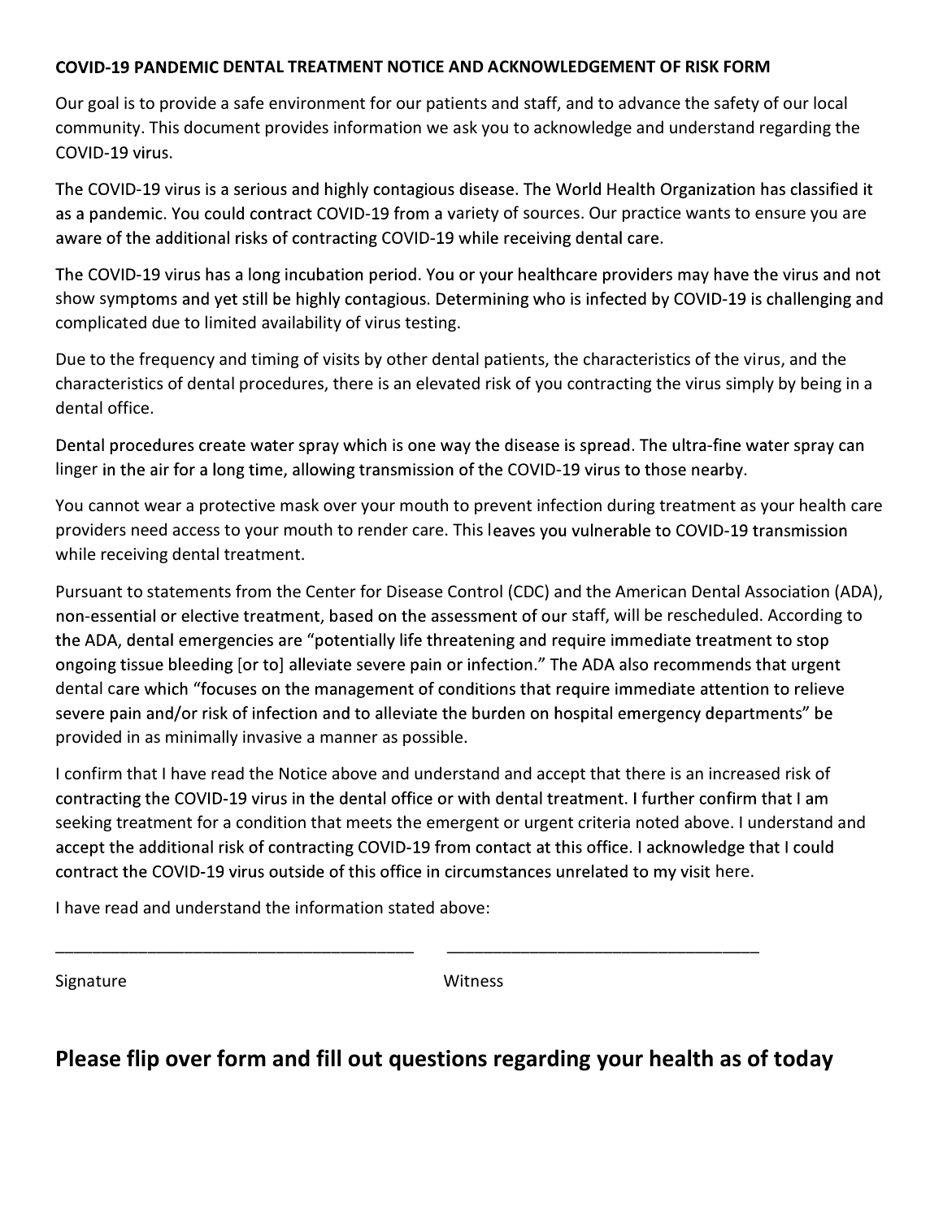# COVID-19 PANDEMIC DENTAL TREATMENT NOTICE AND ACKNOWLEDGEMENT OF RISK FORM

Our goal is to provide a safe environment for our patients and staff, and to advance the safety of our local community. This document provides information we ask you to acknowledge and understand regarding the COVID-19 virus.

The COVID-19 virus is a serious and highly contagious disease. The World Health Organization has classified it as a pandemic. You could contract COVID-19 from a variety of sources. Our practice wants to ensure you are aware of the additional risks of contracting COVID-19 while receiving dental care.

The COVID-19 virus has a long incubation period. You or your healthcare providers may have the virus and not show symptoms and yet still be highly contagious. Determining who is infected by COVID-19 is challenging and complicated due to limited availability of virus testing.

Due to the frequency and timing of visits by other dental patients, the characteristics of the virus, and the characteristics of dental procedures, there is an elevated risk of you contracting the virus simply by being in a dental office.

Dental procedures create water spray which is one way the disease is spread. The ultra-fine water spray can linger in the air for a long time, allowing transmission of the COVID-19 virus to those nearby.

You cannot wear a protective mask over your mouth to prevent infection during treatment as your health care providers need access to your mouth to render care. This leaves you vulnerable to COVID-19 transmission while receiving dental treatment.

Pursuant to statements from the Center for Disease Control (CDC) and the American Dental Association (ADA), non-essential or elective treatment, based on the assessment of our staff, will be rescheduled. According to the ADA, dental emergencies are "potentially life threatening and require immediate treatment to stop ongoing tissue bleeding [or to] alleviate severe pain or infection." The ADA also recommends that urgent dental care which "focuses on the management of conditions that require immediate attention to relieve severe pain and/or risk of infection and to alleviate the burden on hospital emergency departments" be provided in as minimally invasive a manner as possible.

I confirm that I have read the Notice above and understand and accept that there is an increased risk of contracting the COVID-19 virus in the dental office or with dental treatment. I further confirm that I am seeking treatment for a condition that meets the emergent or urgent criteria noted above. I understand and accept the additional risk of contracting COVID-19 from contact at this office. I acknowledge that I could contract the COVID-19 virus outside of this office in circumstances unrelated to my visit here.

I have read and understand the information stated above:

\_\_\_\_\_\_\_\_\_\_\_\_\_\_\_\_\_\_\_\_\_\_\_\_\_\_\_\_\_\_\_\_\_\_\_\_\_\_ \_\_\_\_\_\_\_\_\_\_\_\_\_\_\_\_\_\_\_\_\_\_\_\_\_\_\_\_\_\_\_\_\_\_\_\_

Signature Witness

## Please flip over form and fill out questions regarding your health as of today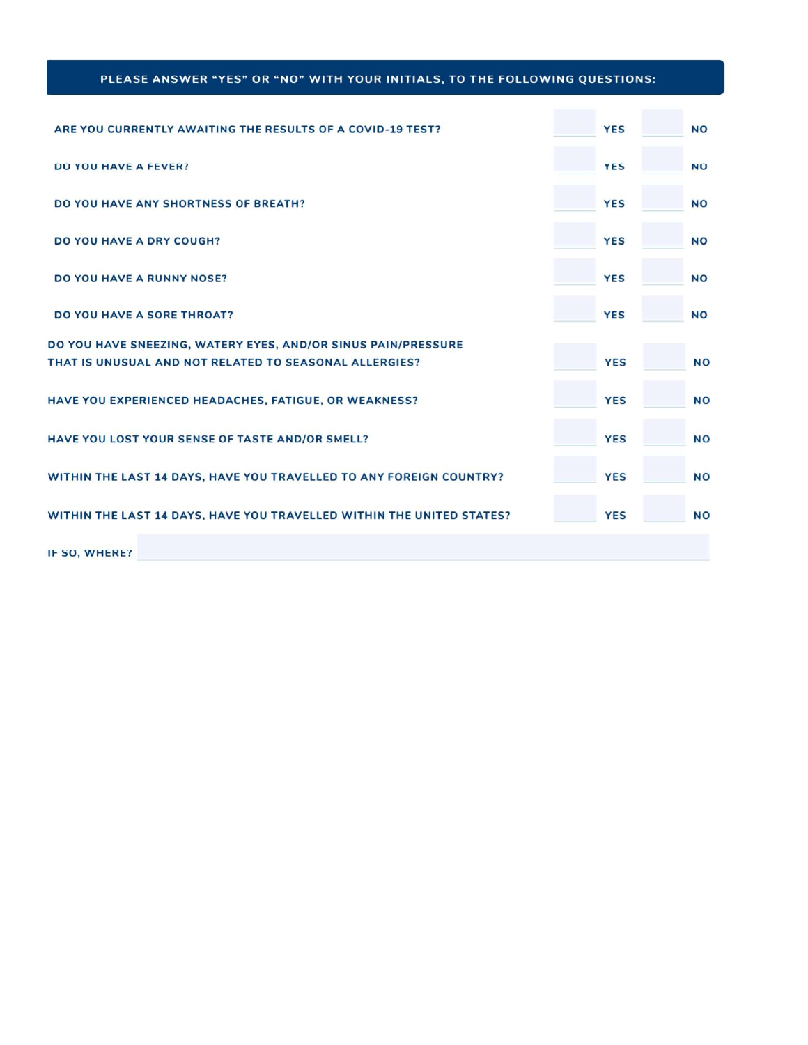**PLEASE ANSWER "YES" OR "NO" WITH YOUR INITIALS, TO THE FOLLOWING QUESTIONS:**

| | | |
|---|---|---|
| ARE YOU CURRENTLY AWAITING THE RESULTS OF A COVID-19 TEST? | YES | NO |
| DO YOU HAVE A FEVER? | YES | NO |
| DO YOU HAVE ANY SHORTNESS OF BREATH? | YES | NO |
| DO YOU HAVE A DRY COUGH? | YES | NO |
| DO YOU HAVE A RUNNY NOSE? | YES | NO |
| DO YOU HAVE A SORE THROAT? | YES | NO |
| DO YOU HAVE SNEEZING, WATERY EYES, AND/OR SINUS PAIN/PRESSURE THAT IS UNUSUAL AND NOT RELATED TO SEASONAL ALLERGIES? | YES | NO |
| HAVE YOU EXPERIENCED HEADACHES, FATIGUE, OR WEAKNESS? | YES | NO |
| HAVE YOU LOST YOUR SENSE OF TASTE AND/OR SMELL? | YES | NO |
| WITHIN THE LAST 14 DAYS, HAVE YOU TRAVELLED TO ANY FOREIGN COUNTRY? | YES | NO |
| WITHIN THE LAST 14 DAYS, HAVE YOU TRAVELLED WITHIN THE UNITED STATES? | YES | NO |

IF SO, WHERE?